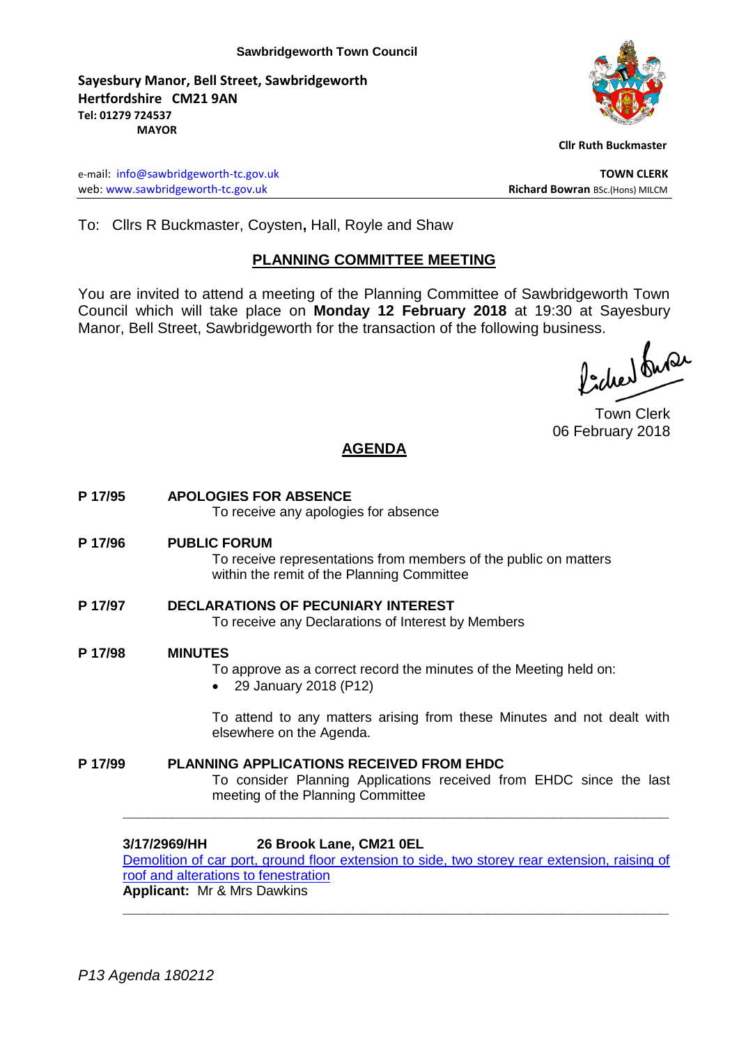**Sawbridgeworth Town Council**

**Sayesbury Manor, Bell Street, Sawbridgeworth**
**Hertfordshire CM21 9AN**
**Tel: 01279 724537**

**MAYOR**
**Cllr Ruth Buckmaster**

e-mail: info@sawbridgeworth-tc.gov.uk
web: www.sawbridgeworth-tc.gov.uk

**TOWN CLERK**
**Richard Bowran** BSc.(Hons) MILCM

To: Cllrs R Buckmaster, Coysten**,** Hall, Royle and Shaw

## PLANNING COMMITTEE MEETING

You are invited to attend a meeting of the Planning Committee of Sawbridgeworth Town Council which will take place on **Monday 12 February 2018** at 19:30 at Sayesbury Manor, Bell Street, Sawbridgeworth for the transaction of the following business.

Town Clerk
06 February 2018

## AGENDA

**P 17/95 APOLOGIES FOR ABSENCE**
To receive any apologies for absence

**P 17/96 PUBLIC FORUM**
To receive representations from members of the public on matters within the remit of the Planning Committee

**P 17/97 DECLARATIONS OF PECUNIARY INTEREST**
To receive any Declarations of Interest by Members

**P 17/98 MINUTES**
To approve as a correct record the minutes of the Meeting held on:

- 29 January 2018 (P12)

To attend to any matters arising from these Minutes and not dealt with elsewhere on the Agenda.

**P 17/99 PLANNING APPLICATIONS RECEIVED FROM EHDC**
To consider Planning Applications received from EHDC since the last meeting of the Planning Committee

---

**3/17/2969/HH 26 Brook Lane, CM21 0EL**
Demolition of car port, ground floor extension to side, two storey rear extension, raising of roof and alterations to fenestration
**Applicant:** Mr & Mrs Dawkins

---

*P13 Agenda 180212*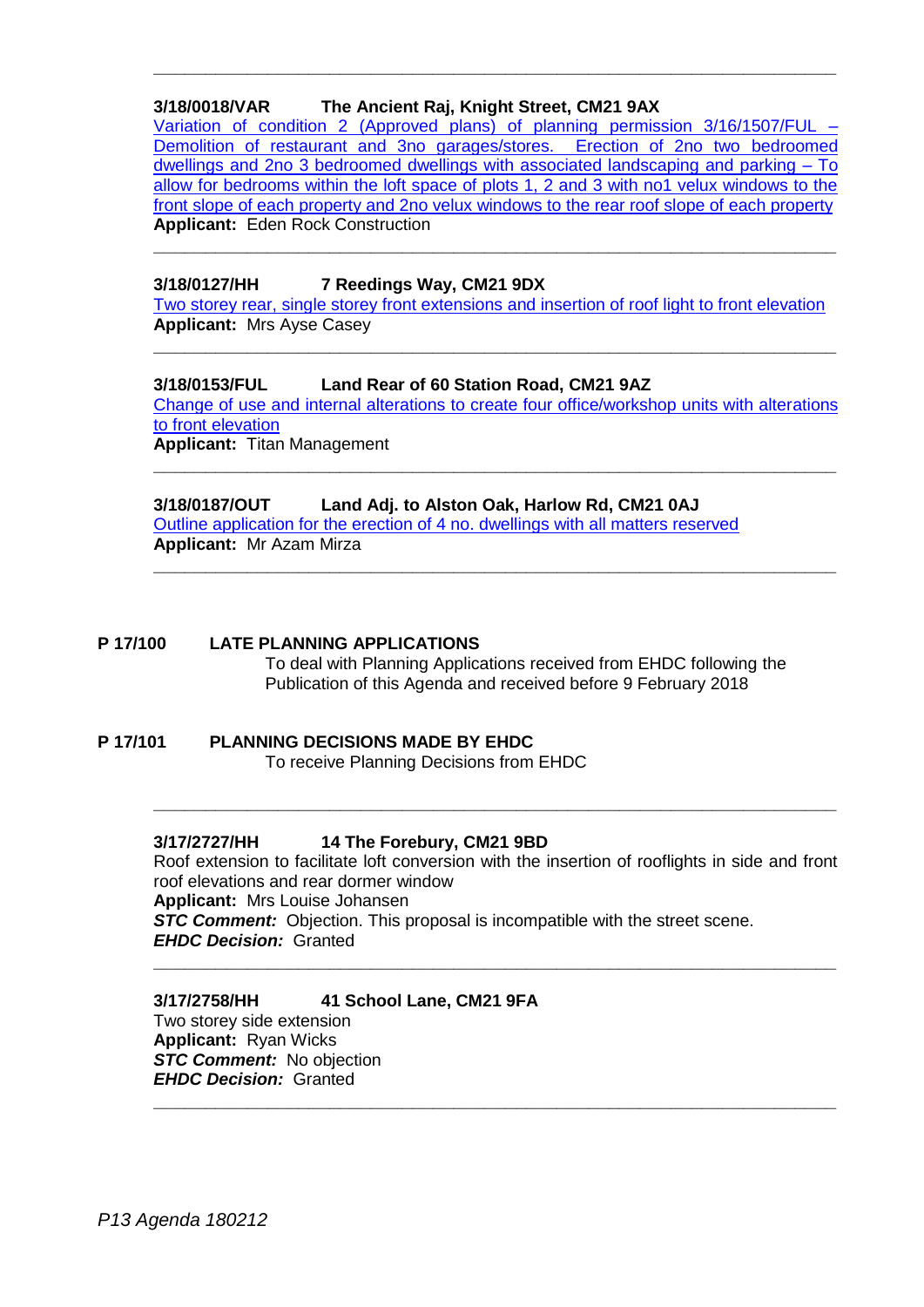---

**3/18/0018/VAR The Ancient Raj, Knight Street, CM21 9AX**

Variation of condition 2 (Approved plans) of planning permission 3/16/1507/FUL – Demolition of restaurant and 3no garages/stores. Erection of 2no two bedroomed dwellings and 2no 3 bedroomed dwellings with associated landscaping and parking – To allow for bedrooms within the loft space of plots 1, 2 and 3 with no1 velux windows to the front slope of each property and 2no velux windows to the rear roof slope of each property

**Applicant:** Eden Rock Construction

---

**3/18/0127/HH 7 Reedings Way, CM21 9DX**

Two storey rear, single storey front extensions and insertion of roof light to front elevation

**Applicant:** Mrs Ayse Casey

---

**3/18/0153/FUL Land Rear of 60 Station Road, CM21 9AZ**

Change of use and internal alterations to create four office/workshop units with alterations to front elevation

**Applicant:** Titan Management

---

**3/18/0187/OUT Land Adj. to Alston Oak, Harlow Rd, CM21 0AJ**

Outline application for the erection of 4 no. dwellings with all matters reserved

**Applicant:** Mr Azam Mirza

---

**P 17/100 LATE PLANNING APPLICATIONS**

To deal with Planning Applications received from EHDC following the Publication of this Agenda and received before 9 February 2018

**P 17/101 PLANNING DECISIONS MADE BY EHDC**

To receive Planning Decisions from EHDC

---

**3/17/2727/HH 14 The Forebury, CM21 9BD**

Roof extension to facilitate loft conversion with the insertion of rooflights in side and front roof elevations and rear dormer window

**Applicant:** Mrs Louise Johansen

***STC Comment:*** Objection. This proposal is incompatible with the street scene.

***EHDC Decision:*** Granted

---

**3/17/2758/HH 41 School Lane, CM21 9FA**

Two storey side extension

**Applicant:** Ryan Wicks

***STC Comment:*** No objection

***EHDC Decision:*** Granted

---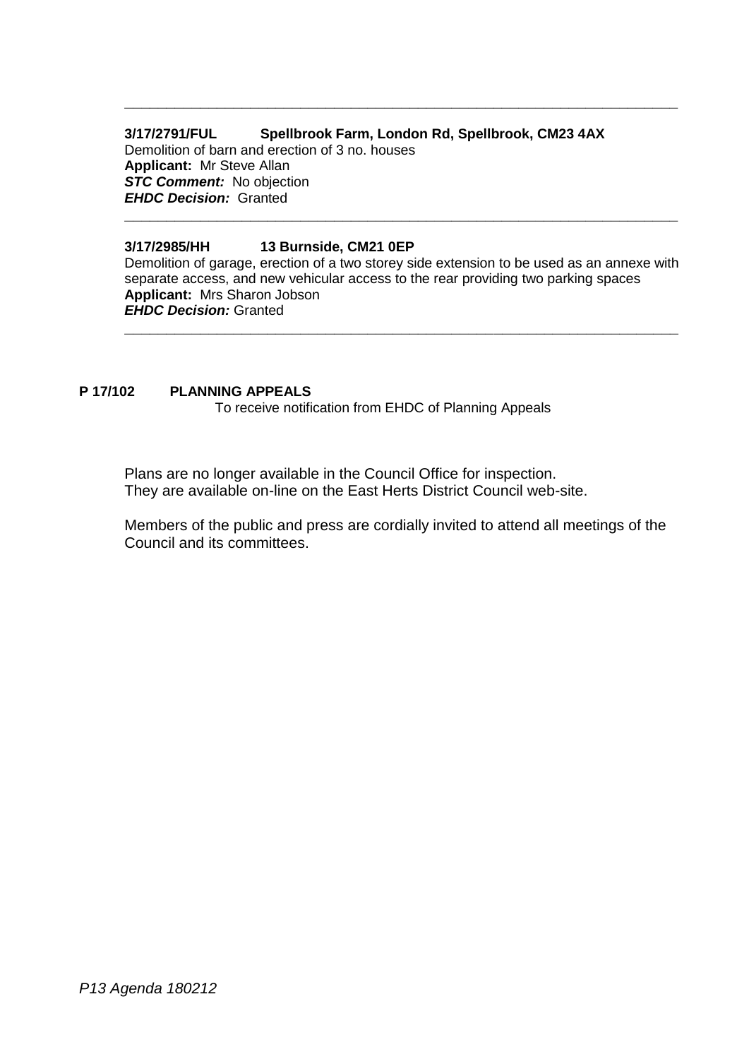---

**3/17/2791/FUL Spellbrook Farm, London Rd, Spellbrook, CM23 4AX**
Demolition of barn and erection of 3 no. houses
**Applicant:** Mr Steve Allan
***STC Comment:*** No objection
***EHDC Decision:*** Granted

---

**3/17/2985/HH 13 Burnside, CM21 0EP**
Demolition of garage, erection of a two storey side extension to be used as an annexe with separate access, and new vehicular access to the rear providing two parking spaces
**Applicant:** Mrs Sharon Jobson
***EHDC Decision:*** Granted

---

**P 17/102 PLANNING APPEALS**
To receive notification from EHDC of Planning Appeals

Plans are no longer available in the Council Office for inspection.
They are available on-line on the East Herts District Council web-site.

Members of the public and press are cordially invited to attend all meetings of the Council and its committees.